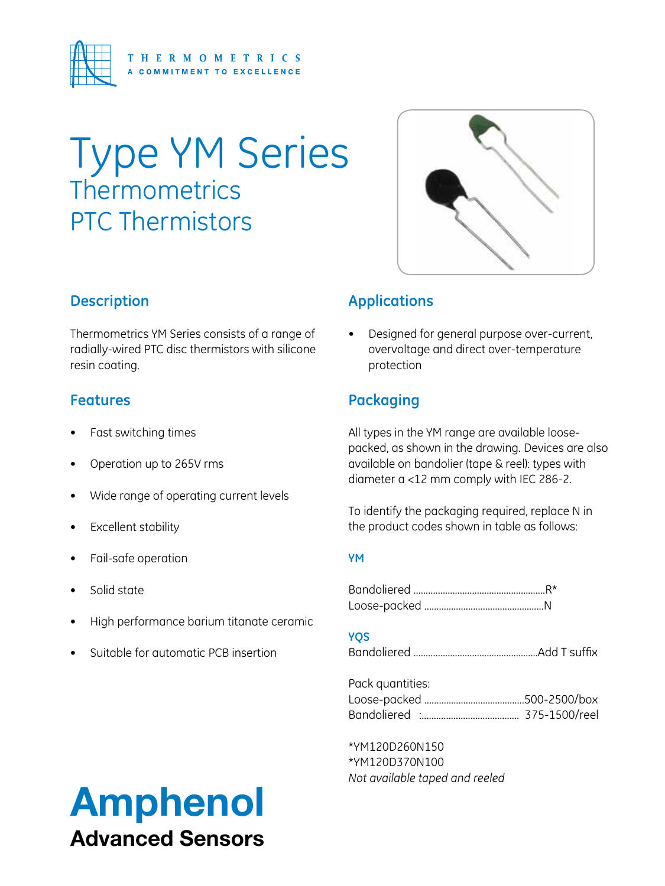THERMOMETRICS
A COMMITMENT TO EXCELLENCE

# Type YM Series
## Thermometrics PTC Thermistors

## Description

Thermometrics YM Series consists of a range of radially-wired PTC disc thermistors with silicone resin coating.

## Features

- Fast switching times
- Operation up to 265V rms
- Wide range of operating current levels
- Excellent stability
- Fail-safe operation
- Solid state
- High performance barium titanate ceramic
- Suitable for automatic PCB insertion

## Applications

- Designed for general purpose over-current, overvoltage and direct over-temperature protection

## Packaging

All types in the YM range are available loose-packed, as shown in the drawing. Devices are also available on bandolier (tape & reel): types with diameter a <12 mm comply with IEC 286-2.

To identify the packaging required, replace N in the product codes shown in table as follows:

### YM

Bandoliered ........................................................R*
Loose-packed ....................................................N

### YQS

Bandoliered ....................................................Add T suffix

Pack quantities:
Loose-packed ..........................................500-2500/box
Bandoliered :.......................................... 375-1500/reel

*YM120D260N150
*YM120D370N100
*Not available taped and reeled*

**Amphenol**
**Advanced Sensors**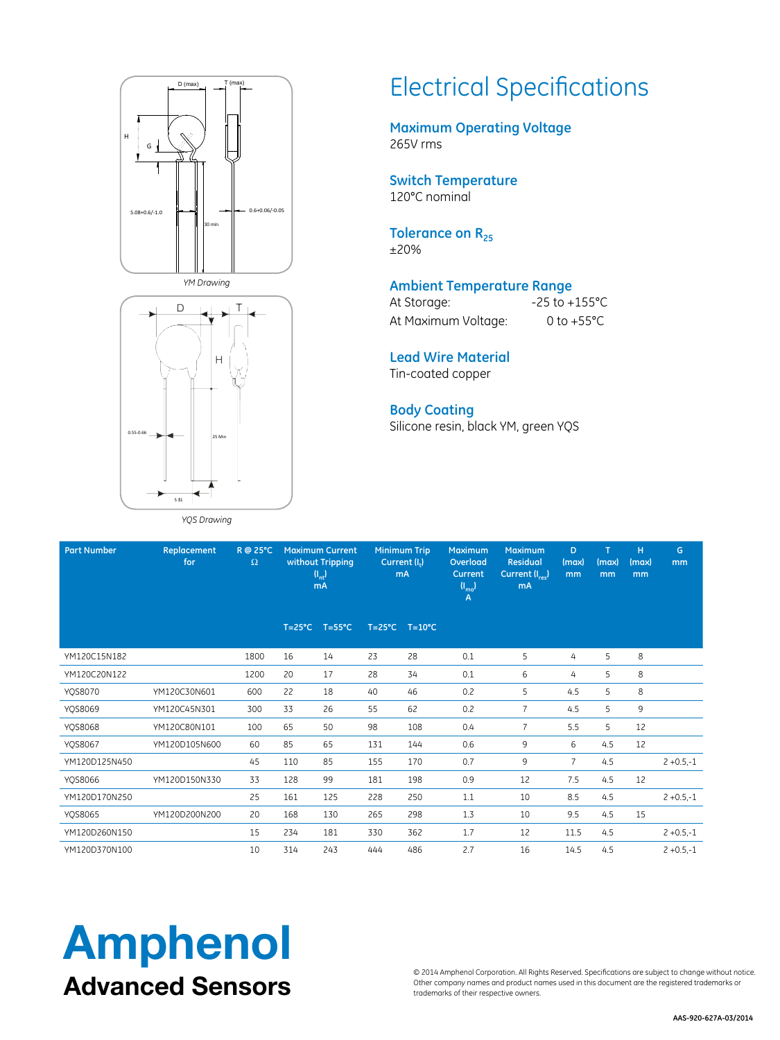D (max)
T (max)
H
G
5.08+0.6/-1.0
0.6+0.06/-0.05
30 min

*YM Drawing*

D
T
H
0.55-0.66
25 Min
5 ±1

*YQS Drawing*

# Electrical Specifications

## Maximum Operating Voltage

265V rms

## Switch Temperature

120°C nominal

## Tolerance on $R_{25}$

±20%

## Ambient Temperature Range

At Storage: -25 to +155°C

At Maximum Voltage: 0 to +55°C

## Lead Wire Material

Tin-coated copper

## Body Coating

Silicone resin, black YM, green YQS

| Part Number | Replacement for | R @ 25°C Ω | Maximum Current without Tripping ($I_{nt}$) mA | | Minimum Trip Current ($I_t$) mA | | Maximum Overload Current ($I_{mo}$) A | Maximum Residual Current ($I_{res}$) mA | D (max) mm | T (max) mm | H (max) mm | G mm |
|---|---|---|---|---|---|---|---|---|---|---|---|---|
| | | | T=25°C | T=55°C | T=25°C | T=10°C | | | | | | |
| YM120C15N182 | | 1800 | 16 | 14 | 23 | 28 | 0.1 | 5 | 4 | 5 | 8 | |
| YM120C20N122 | | 1200 | 20 | 17 | 28 | 34 | 0.1 | 6 | 4 | 5 | 8 | |
| YQS8070 | YM120C30N601 | 600 | 22 | 18 | 40 | 46 | 0.2 | 5 | 4.5 | 5 | 8 | |
| YQS8069 | YM120C45N301 | 300 | 33 | 26 | 55 | 62 | 0.2 | 7 | 4.5 | 5 | 9 | |
| YQS8068 | YM120C80N101 | 100 | 65 | 50 | 98 | 108 | 0.4 | 7 | 5.5 | 5 | 12 | |
| YQS8067 | YM120D105N600 | 60 | 85 | 65 | 131 | 144 | 0.6 | 9 | 6 | 4.5 | 12 | |
| YM120D125N450 | | 45 | 110 | 85 | 155 | 170 | 0.7 | 9 | 7 | 4.5 | | 2 +0.5,-1 |
| YQS8066 | YM120D150N330 | 33 | 128 | 99 | 181 | 198 | 0.9 | 12 | 7.5 | 4.5 | 12 | |
| YM120D170N250 | | 25 | 161 | 125 | 228 | 250 | 1.1 | 10 | 8.5 | 4.5 | | 2 +0.5,-1 |
| YQS8065 | YM120D200N200 | 20 | 168 | 130 | 265 | 298 | 1.3 | 10 | 9.5 | 4.5 | 15 | |
| YM120D260N150 | | 15 | 234 | 181 | 330 | 362 | 1.7 | 12 | 11.5 | 4.5 | | 2 +0.5,-1 |
| YM120D370N100 | | 10 | 314 | 243 | 444 | 486 | 2.7 | 16 | 14.5 | 4.5 | | 2 +0.5,-1 |

**Amphenol**
**Advanced Sensors**

© 2014 Amphenol Corporation. All Rights Reserved. Specifications are subject to change without notice. Other company names and product names used in this document are the registered trademarks or trademarks of their respective owners.

AAS-920-627A-03/2014